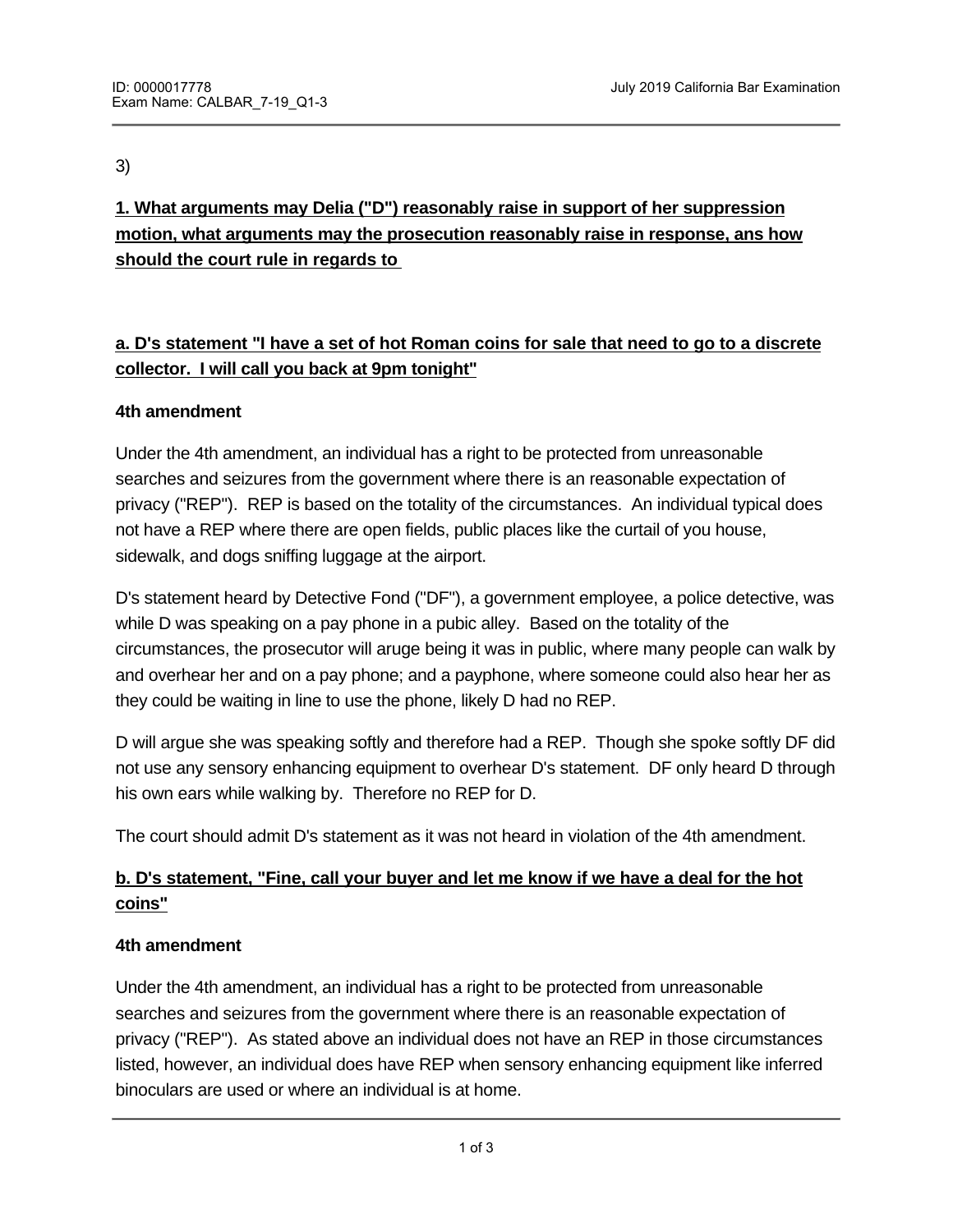3)

**1. What arguments may Delia ("D") reasonably raise in support of her suppression motion, what arguments may the prosecution reasonably raise in response, ans how should the court rule in regards to**

**a. D's statement "I have a set of hot Roman coins for sale that need to go to a discrete collector. I will call you back at 9pm tonight"**

**4th amendment**

Under the 4th amendment, an individual has a right to be protected from unreasonable searches and seizures from the government where there is an reasonable expectation of privacy ("REP"). REP is based on the totality of the circumstances. An individual typical does not have a REP where there are open fields, public places like the curtail of you house, sidewalk, and dogs sniffing luggage at the airport.

D's statement heard by Detective Fond ("DF"), a government employee, a police detective, was while D was speaking on a pay phone in a pubic alley. Based on the totality of the circumstances, the prosecutor will aruge being it was in public, where many people can walk by and overhear her and on a pay phone; and a payphone, where someone could also hear her as they could be waiting in line to use the phone, likely D had no REP.

D will argue she was speaking softly and therefore had a REP. Though she spoke softly DF did not use any sensory enhancing equipment to overhear D's statement. DF only heard D through his own ears while walking by. Therefore no REP for D.

The court should admit D's statement as it was not heard in violation of the 4th amendment.

**b. D's statement, "Fine, call your buyer and let me know if we have a deal for the hot coins"**

**4th amendment**

Under the 4th amendment, an individual has a right to be protected from unreasonable searches and seizures from the government where there is an reasonable expectation of privacy ("REP"). As stated above an individual does not have an REP in those circumstances listed, however, an individual does have REP when sensory enhancing equipment like inferred binoculars are used or where an individual is at home.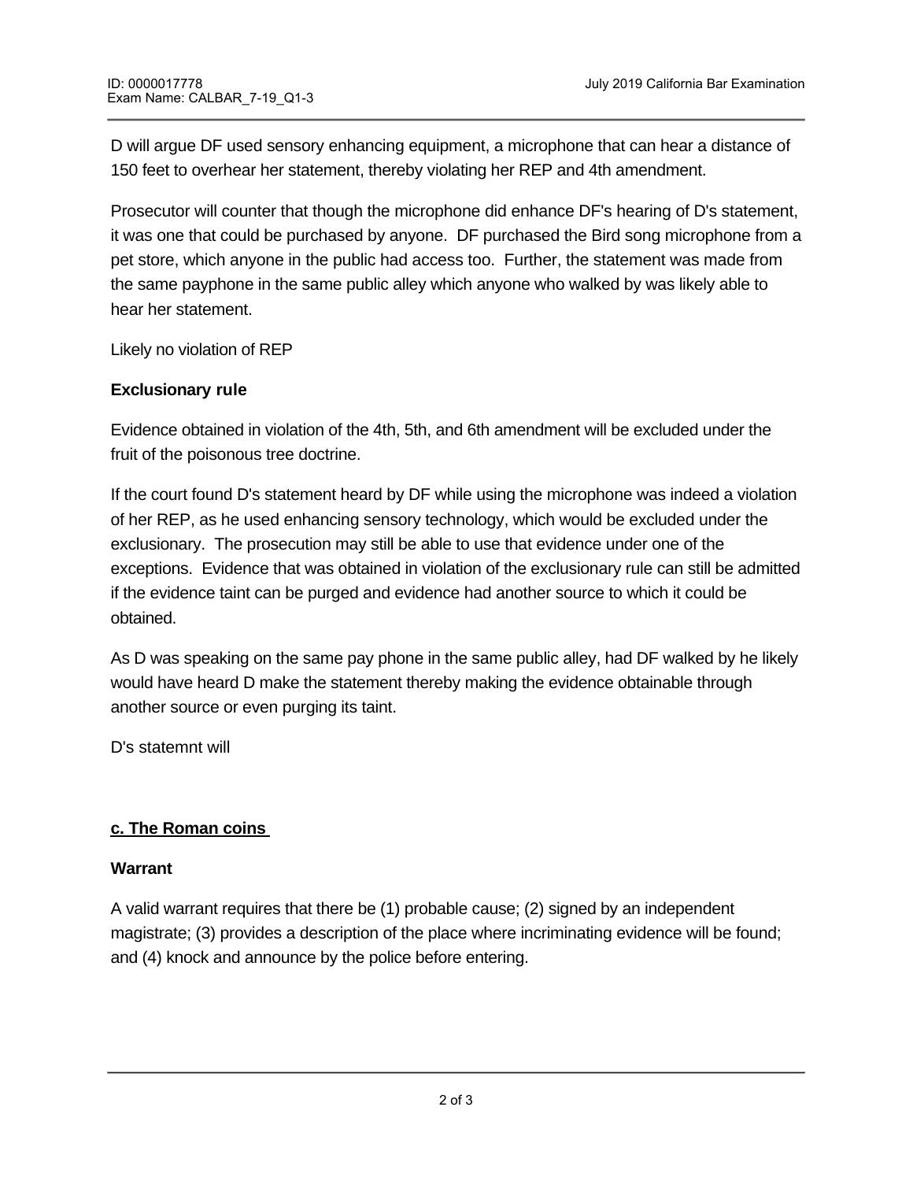D will argue DF used sensory enhancing equipment, a microphone that can hear a distance of 150 feet to overhear her statement, thereby violating her REP and 4th amendment.

Prosecutor will counter that though the microphone did enhance DF's hearing of D's statement, it was one that could be purchased by anyone. DF purchased the Bird song microphone from a pet store, which anyone in the public had access too. Further, the statement was made from the same payphone in the same public alley which anyone who walked by was likely able to hear her statement.

Likely no violation of REP

**Exclusionary rule**

Evidence obtained in violation of the 4th, 5th, and 6th amendment will be excluded under the fruit of the poisonous tree doctrine.

If the court found D's statement heard by DF while using the microphone was indeed a violation of her REP, as he used enhancing sensory technology, which would be excluded under the exclusionary. The prosecution may still be able to use that evidence under one of the exceptions. Evidence that was obtained in violation of the exclusionary rule can still be admitted if the evidence taint can be purged and evidence had another source to which it could be obtained.

As D was speaking on the same pay phone in the same public alley, had DF walked by he likely would have heard D make the statement thereby making the evidence obtainable through another source or even purging its taint.

D's statemnt will

**<u>c. The Roman coins</u>**

**Warrant**

A valid warrant requires that there be (1) probable cause; (2) signed by an independent magistrate; (3) provides a description of the place where incriminating evidence will be found; and (4) knock and announce by the police before entering.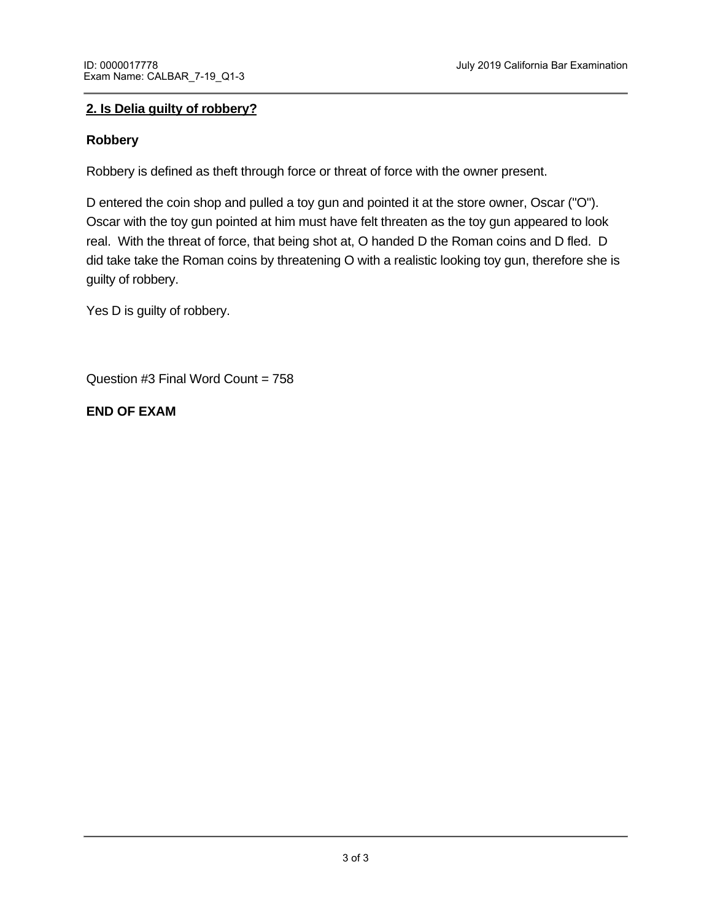**2. Is Delia guilty of robbery?**

**Robbery**

Robbery is defined as theft through force or threat of force with the owner present.

D entered the coin shop and pulled a toy gun and pointed it at the store owner, Oscar ("O"). Oscar with the toy gun pointed at him must have felt threaten as the toy gun appeared to look real. With the threat of force, that being shot at, O handed D the Roman coins and D fled. D did take take the Roman coins by threatening O with a realistic looking toy gun, therefore she is guilty of robbery.

Yes D is guilty of robbery.

Question #3 Final Word Count = 758

**END OF EXAM**